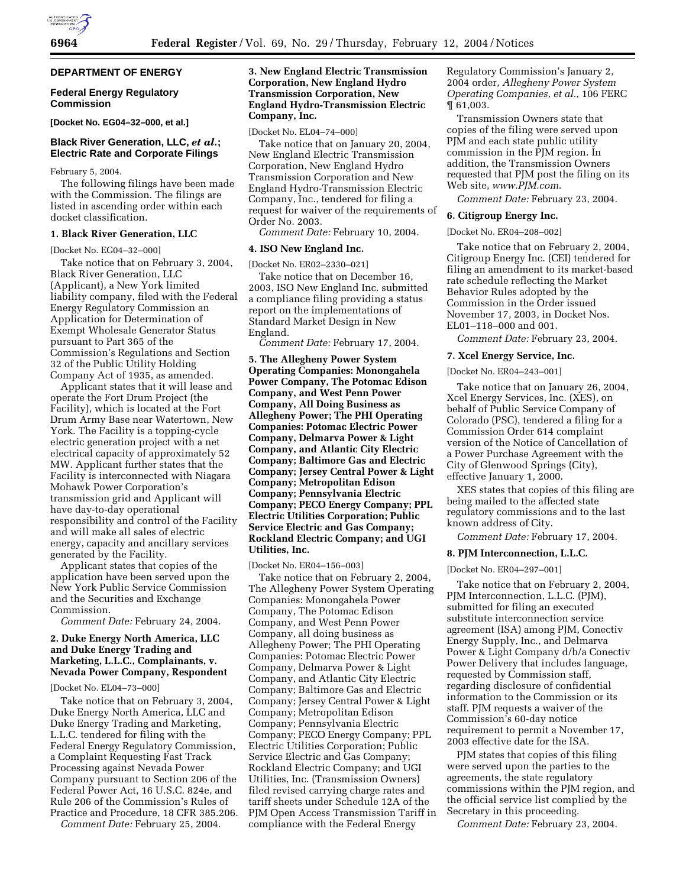## DEPARTMENT OF ENERGY

### Federal Energy Regulatory Commission

**[Docket No. EG04–32–000, et al.]**

### Black River Generation, LLC, *et al.*; Electric Rate and Corporate Filings

February 5, 2004.

The following filings have been made with the Commission. The filings are listed in ascending order within each docket classification.

#### 1. Black River Generation, LLC

[Docket No. EG04–32–000]

Take notice that on February 3, 2004, Black River Generation, LLC (Applicant), a New York limited liability company, filed with the Federal Energy Regulatory Commission an Application for Determination of Exempt Wholesale Generator Status pursuant to Part 365 of the Commission's Regulations and Section 32 of the Public Utility Holding Company Act of 1935, as amended.

Applicant states that it will lease and operate the Fort Drum Project (the Facility), which is located at the Fort Drum Army Base near Watertown, New York. The Facility is a topping-cycle electric generation project with a net electrical capacity of approximately 52 MW. Applicant further states that the Facility is interconnected with Niagara Mohawk Power Corporation's transmission grid and Applicant will have day-to-day operational responsibility and control of the Facility and will make all sales of electric energy, capacity and ancillary services generated by the Facility.

Applicant states that copies of the application have been served upon the New York Public Service Commission and the Securities and Exchange Commission.

*Comment Date:* February 24, 2004.

#### 2. Duke Energy North America, LLC and Duke Energy Trading and Marketing, L.L.C., Complainants, v. Nevada Power Company, Respondent

[Docket No. EL04–73–000]

Take notice that on February 3, 2004, Duke Energy North America, LLC and Duke Energy Trading and Marketing, L.L.C. tendered for filing with the Federal Energy Regulatory Commission, a Complaint Requesting Fast Track Processing against Nevada Power Company pursuant to Section 206 of the Federal Power Act, 16 U.S.C. 824e, and Rule 206 of the Commission's Rules of Practice and Procedure, 18 CFR 385.206.

*Comment Date:* February 25, 2004.

#### 3. New England Electric Transmission Corporation, New England Hydro Transmission Corporation, New England Hydro-Transmission Electric Company, Inc.

[Docket No. EL04–74–000]

Take notice that on January 20, 2004, New England Electric Transmission Corporation, New England Hydro Transmission Corporation and New England Hydro-Transmission Electric Company, Inc., tendered for filing a request for waiver of the requirements of Order No. 2003.

*Comment Date:* February 10, 2004.

#### 4. ISO New England Inc.

[Docket No. ER02–2330–021]

Take notice that on December 16, 2003, ISO New England Inc. submitted a compliance filing providing a status report on the implementations of Standard Market Design in New England.

*Comment Date:* February 17, 2004.

#### 5. The Allegheny Power System Operating Companies: Monongahela Power Company, The Potomac Edison Company, and West Penn Power Company, All Doing Business as Allegheny Power; The PHI Operating Companies: Potomac Electric Power Company, Delmarva Power & Light Company, and Atlantic City Electric Company; Baltimore Gas and Electric Company; Jersey Central Power & Light Company; Metropolitan Edison Company; Pennsylvania Electric Company; PECO Energy Company; PPL Electric Utilities Corporation; Public Service Electric and Gas Company; Rockland Electric Company; and UGI Utilities, Inc.

[Docket No. ER04–156–003]

Take notice that on February 2, 2004, The Allegheny Power System Operating Companies: Monongahela Power Company, The Potomac Edison Company, and West Penn Power Company, all doing business as Allegheny Power; The PHI Operating Companies: Potomac Electric Power Company, Delmarva Power & Light Company, and Atlantic City Electric Company; Baltimore Gas and Electric Company; Jersey Central Power & Light Company; Metropolitan Edison Company; Pennsylvania Electric Company; PECO Energy Company; PPL Electric Utilities Corporation; Public Service Electric and Gas Company; Rockland Electric Company; and UGI Utilities, Inc. (Transmission Owners) filed revised carrying charge rates and tariff sheets under Schedule 12A of the PJM Open Access Transmission Tariff in compliance with the Federal Energy Regulatory Commission's January 2, 2004 order, *Allegheny Power System Operating Companies, et al.*, 106 FERC ¶ 61,003.

Transmission Owners state that copies of the filing were served upon PJM and each state public utility commission in the PJM region. In addition, the Transmission Owners requested that PJM post the filing on its Web site, *www.PJM.com*.

*Comment Date:* February 23, 2004.

#### 6. Citigroup Energy Inc.

[Docket No. ER04–208–002]

Take notice that on February 2, 2004, Citigroup Energy Inc. (CEI) tendered for filing an amendment to its market-based rate schedule reflecting the Market Behavior Rules adopted by the Commission in the Order issued November 17, 2003, in Docket Nos. EL01–118–000 and 001.

*Comment Date:* February 23, 2004.

#### 7. Xcel Energy Service, Inc.

[Docket No. ER04–243–001]

Take notice that on January 26, 2004, Xcel Energy Services, Inc. (XES), on behalf of Public Service Company of Colorado (PSC), tendered a filing for a Commission Order 614 complaint version of the Notice of Cancellation of a Power Purchase Agreement with the City of Glenwood Springs (City), effective January 1, 2000.

XES states that copies of this filing are being mailed to the affected state regulatory commissions and to the last known address of City.

*Comment Date:* February 17, 2004.

#### 8. PJM Interconnection, L.L.C.

[Docket No. ER04–297–001]

Take notice that on February 2, 2004, PJM Interconnection, L.L.C. (PJM), submitted for filing an executed substitute interconnection service agreement (ISA) among PJM, Conectiv Energy Supply, Inc., and Delmarva Power & Light Company d/b/a Conectiv Power Delivery that includes language, requested by Commission staff, regarding disclosure of confidential information to the Commission or its staff. PJM requests a waiver of the Commission's 60-day notice requirement to permit a November 17, 2003 effective date for the ISA.

PJM states that copies of this filing were served upon the parties to the agreements, the state regulatory commissions within the PJM region, and the official service list complied by the Secretary in this proceeding.

*Comment Date:* February 23, 2004.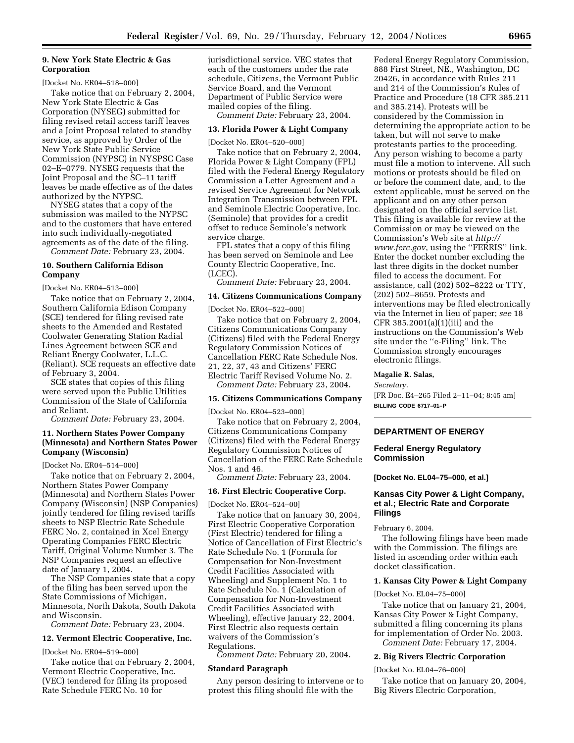### 9. New York State Electric & Gas Corporation

[Docket No. ER04–518–000]

Take notice that on February 2, 2004, New York State Electric & Gas Corporation (NYSEG) submitted for filing revised retail access tariff leaves and a Joint Proposal related to standby service, as approved by Order of the New York State Public Service Commission (NYPSC) in NYSPSC Case 02–E–0779. NYSEG requests that the Joint Proposal and the SC–11 tariff leaves be made effective as of the dates authorized by the NYPSC.

NYSEG states that a copy of the submission was mailed to the NYPSC and to the customers that have entered into such individually-negotiated agreements as of the date of the filing.

*Comment Date:* February 23, 2004.

### 10. Southern California Edison Company

[Docket No. ER04–513–000]

Take notice that on February 2, 2004, Southern California Edison Company (SCE) tendered for filing revised rate sheets to the Amended and Restated Coolwater Generating Station Radial Lines Agreement between SCE and Reliant Energy Coolwater, L.L.C. (Reliant). SCE requests an effective date of February 3, 2004.

SCE states that copies of this filing were served upon the Public Utilities Commission of the State of California and Reliant.

*Comment Date:* February 23, 2004.

### 11. Northern States Power Company (Minnesota) and Northern States Power Company (Wisconsin)

[Docket No. ER04–514–000]

Take notice that on February 2, 2004, Northern States Power Company (Minnesota) and Northern States Power Company (Wisconsin) (NSP Companies) jointly tendered for filing revised tariffs sheets to NSP Electric Rate Schedule FERC No. 2, contained in Xcel Energy Operating Companies FERC Electric Tariff, Original Volume Number 3. The NSP Companies request an effective date of January 1, 2004.

The NSP Companies state that a copy of the filing has been served upon the State Commissions of Michigan, Minnesota, North Dakota, South Dakota and Wisconsin.

*Comment Date:* February 23, 2004.

### 12. Vermont Electric Cooperative, Inc.

[Docket No. ER04–519–000]

Take notice that on February 2, 2004, Vermont Electric Cooperative, Inc. (VEC) tendered for filing its proposed Rate Schedule FERC No. 10 for jurisdictional service. VEC states that each of the customers under the rate schedule, Citizens, the Vermont Public Service Board, and the Vermont Department of Public Service were mailed copies of the filing.

*Comment Date:* February 23, 2004.

### 13. Florida Power & Light Company

[Docket No. ER04–520–000]

Take notice that on February 2, 2004, Florida Power & Light Company (FPL) filed with the Federal Energy Regulatory Commission a Letter Agreement and a revised Service Agreement for Network Integration Transmission between FPL and Seminole Electric Cooperative, Inc. (Seminole) that provides for a credit offset to reduce Seminole's network service charge.

FPL states that a copy of this filing has been served on Seminole and Lee County Electric Cooperative, Inc. (LCEC).

*Comment Date:* February 23, 2004.

### 14. Citizens Communications Company

[Docket No. ER04–522–000]

Take notice that on February 2, 2004, Citizens Communications Company (Citizens) filed with the Federal Energy Regulatory Commission Notices of Cancellation FERC Rate Schedule Nos. 21, 22, 37, 43 and Citizens' FERC Electric Tariff Revised Volume No. 2.

*Comment Date:* February 23, 2004.

### 15. Citizens Communications Company

[Docket No. ER04–523–000]

Take notice that on February 2, 2004, Citizens Communications Company (Citizens) filed with the Federal Energy Regulatory Commission Notices of Cancellation of the FERC Rate Schedule Nos. 1 and 46.

*Comment Date:* February 23, 2004.

### 16. First Electric Cooperative Corp.

[Docket No. ER04–524–00]

Take notice that on January 30, 2004, First Electric Cooperative Corporation (First Electric) tendered for filing a Notice of Cancellation of First Electric's Rate Schedule No. 1 (Formula for Compensation for Non-Investment Credit Facilities Associated with Wheeling) and Supplement No. 1 to Rate Schedule No. 1 (Calculation of Compensation for Non-Investment Credit Facilities Associated with Wheeling), effective January 22, 2004. First Electric also requests certain waivers of the Commission's Regulations.

*Comment Date:* February 20, 2004.

### Standard Paragraph

Any person desiring to intervene or to protest this filing should file with the Federal Energy Regulatory Commission, 888 First Street, NE., Washington, DC 20426, in accordance with Rules 211 and 214 of the Commission's Rules of Practice and Procedure (18 CFR 385.211 and 385.214). Protests will be considered by the Commission in determining the appropriate action to be taken, but will not serve to make protestants parties to the proceeding. Any person wishing to become a party must file a motion to intervene. All such motions or protests should be filed on or before the comment date, and, to the extent applicable, must be served on the applicant and on any other person designated on the official service list. This filing is available for review at the Commission or may be viewed on the Commission's Web site at *http://www.ferc.gov*, using the "FERRIS" link. Enter the docket number excluding the last three digits in the docket number filed to access the document. For assistance, call (202) 502–8222 or TTY, (202) 502–8659. Protests and interventions may be filed electronically via the Internet in lieu of paper; *see* 18 CFR 385.2001(a)(1)(iii) and the instructions on the Commission's Web site under the "e-Filing" link. The Commission strongly encourages electronic filings.

**Magalie R. Salas,**

*Secretary.*

[FR Doc. E4–265 Filed 2–11–04; 8:45 am]

**BILLING CODE 6717–01–P**

## DEPARTMENT OF ENERGY

## Federal Energy Regulatory Commission

**[Docket No. EL04–75–000, et al.]**

## Kansas City Power & Light Company, et al.; Electric Rate and Corporate Filings

February 6, 2004.

The following filings have been made with the Commission. The filings are listed in ascending order within each docket classification.

### 1. Kansas City Power & Light Company

[Docket No. EL04–75–000]

Take notice that on January 21, 2004, Kansas City Power & Light Company, submitted a filing concerning its plans for implementation of Order No. 2003.

*Comment Date:* February 17, 2004.

### 2. Big Rivers Electric Corporation

[Docket No. EL04–76–000]

Take notice that on January 20, 2004, Big Rivers Electric Corporation,